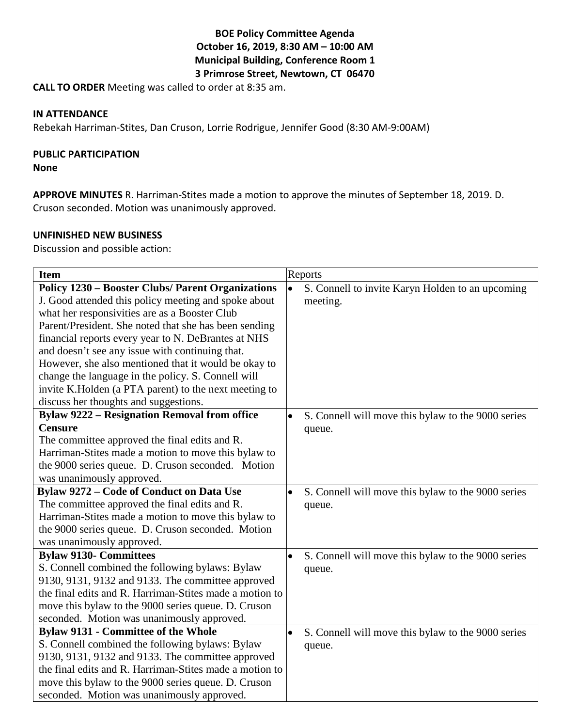**BOE Policy Committee Agenda**
**October 16, 2019, 8:30 AM – 10:00 AM**
**Municipal Building, Conference Room 1**
**3 Primrose Street, Newtown, CT 06470**

**CALL TO ORDER** Meeting was called to order at 8:35 am.

**IN ATTENDANCE**

Rebekah Harriman-Stites, Dan Cruson, Lorrie Rodrigue, Jennifer Good (8:30 AM-9:00AM)

**PUBLIC PARTICIPATION**

**None**

**APPROVE MINUTES** R. Harriman-Stites made a motion to approve the minutes of September 18, 2019. D. Cruson seconded. Motion was unanimously approved.

**UNFINISHED NEW BUSINESS**

Discussion and possible action:

| Item | Reports |
|---|---|
| **Policy 1230 – Booster Clubs/ Parent Organizations** J. Good attended this policy meeting and spoke about what her responsivities are as a Booster Club Parent/President. She noted that she has been sending financial reports every year to N. DeBrantes at NHS and doesn't see any issue with continuing that. However, she also mentioned that it would be okay to change the language in the policy. S. Connell will invite K.Holden (a PTA parent) to the next meeting to discuss her thoughts and suggestions. | • S. Connell to invite Karyn Holden to an upcoming meeting. |
| **Bylaw 9222 – Resignation Removal from office Censure** The committee approved the final edits and R. Harriman-Stites made a motion to move this bylaw to the 9000 series queue. D. Cruson seconded. Motion was unanimously approved. | • S. Connell will move this bylaw to the 9000 series queue. |
| **Bylaw 9272 – Code of Conduct on Data Use** The committee approved the final edits and R. Harriman-Stites made a motion to move this bylaw to the 9000 series queue. D. Cruson seconded. Motion was unanimously approved. | • S. Connell will move this bylaw to the 9000 series queue. |
| **Bylaw 9130- Committees** S. Connell combined the following bylaws: Bylaw 9130, 9131, 9132 and 9133. The committee approved the final edits and R. Harriman-Stites made a motion to move this bylaw to the 9000 series queue. D. Cruson seconded. Motion was unanimously approved. | • S. Connell will move this bylaw to the 9000 series queue. |
| **Bylaw 9131 - Committee of the Whole** S. Connell combined the following bylaws: Bylaw 9130, 9131, 9132 and 9133. The committee approved the final edits and R. Harriman-Stites made a motion to move this bylaw to the 9000 series queue. D. Cruson seconded. Motion was unanimously approved. | • S. Connell will move this bylaw to the 9000 series queue. |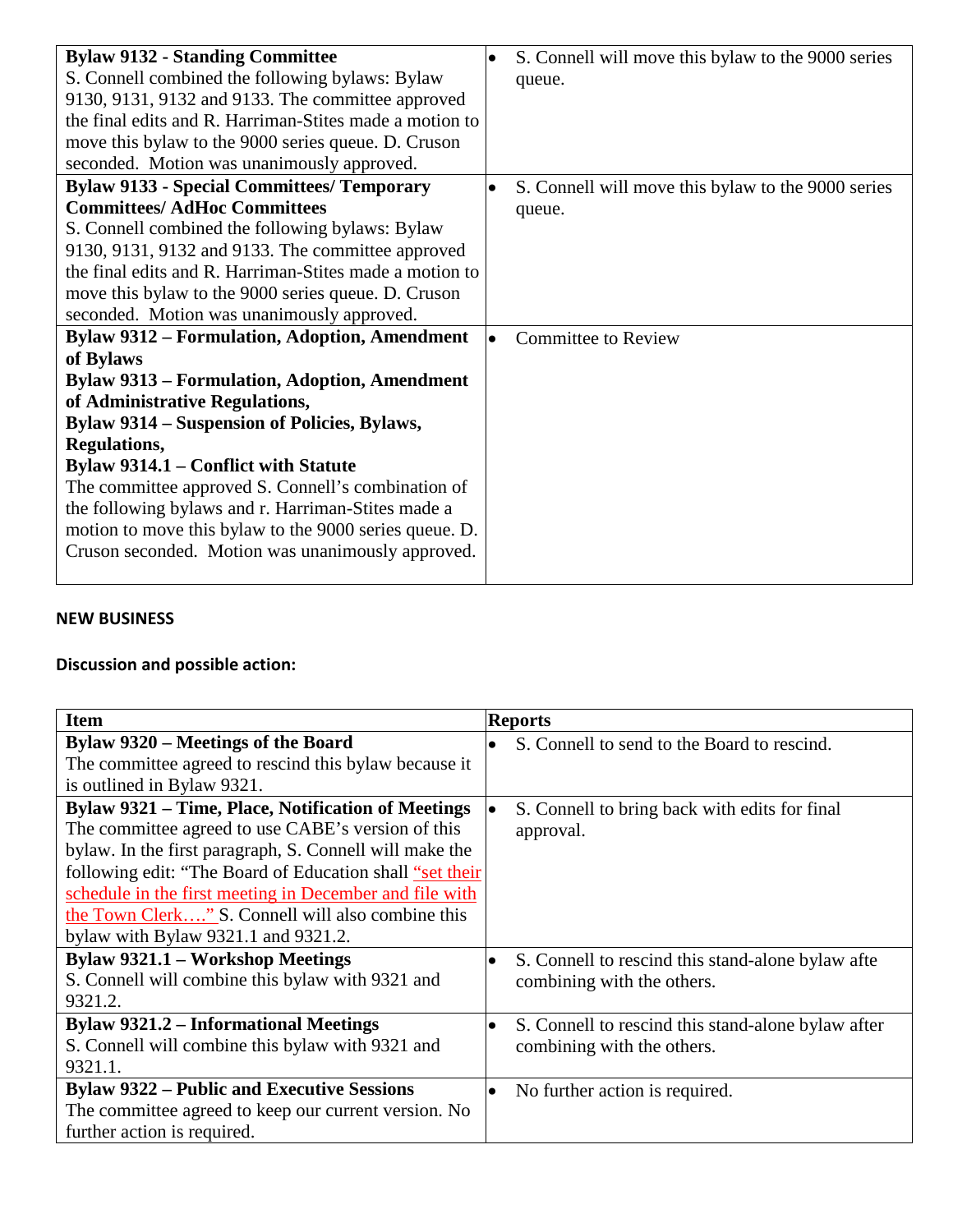| | |
|---|---|
| **Bylaw 9132 - Standing Committee** S. Connell combined the following bylaws: Bylaw 9130, 9131, 9132 and 9133. The committee approved the final edits and R. Harriman-Stites made a motion to move this bylaw to the 9000 series queue. D. Cruson seconded. Motion was unanimously approved. | • S. Connell will move this bylaw to the 9000 series queue. |
| **Bylaw 9133 - Special Committees/ Temporary Committees/ AdHoc Committees** S. Connell combined the following bylaws: Bylaw 9130, 9131, 9132 and 9133. The committee approved the final edits and R. Harriman-Stites made a motion to move this bylaw to the 9000 series queue. D. Cruson seconded. Motion was unanimously approved. | • S. Connell will move this bylaw to the 9000 series queue. |
| **Bylaw 9312 – Formulation, Adoption, Amendment of Bylaws** **Bylaw 9313 – Formulation, Adoption, Amendment of Administrative Regulations,** **Bylaw 9314 – Suspension of Policies, Bylaws, Regulations,** **Bylaw 9314.1 – Conflict with Statute** The committee approved S. Connell's combination of the following bylaws and r. Harriman-Stites made a motion to move this bylaw to the 9000 series queue. D. Cruson seconded. Motion was unanimously approved. | • Committee to Review |

**NEW BUSINESS**

**Discussion and possible action:**

| Item | Reports |
|---|---|
| **Bylaw 9320 – Meetings of the Board** The committee agreed to rescind this bylaw because it is outlined in Bylaw 9321. | • S. Connell to send to the Board to rescind. |
| **Bylaw 9321 – Time, Place, Notification of Meetings** The committee agreed to use CABE's version of this bylaw. In the first paragraph, S. Connell will make the following edit: "The Board of Education shall "set their schedule in the first meeting in December and file with the Town Clerk…." S. Connell will also combine this bylaw with Bylaw 9321.1 and 9321.2. | • S. Connell to bring back with edits for final approval. |
| **Bylaw 9321.1 – Workshop Meetings** S. Connell will combine this bylaw with 9321 and 9321.2. | • S. Connell to rescind this stand-alone bylaw afte combining with the others. |
| **Bylaw 9321.2 – Informational Meetings** S. Connell will combine this bylaw with 9321 and 9321.1. | • S. Connell to rescind this stand-alone bylaw after combining with the others. |
| **Bylaw 9322 – Public and Executive Sessions** The committee agreed to keep our current version. No further action is required. | • No further action is required. |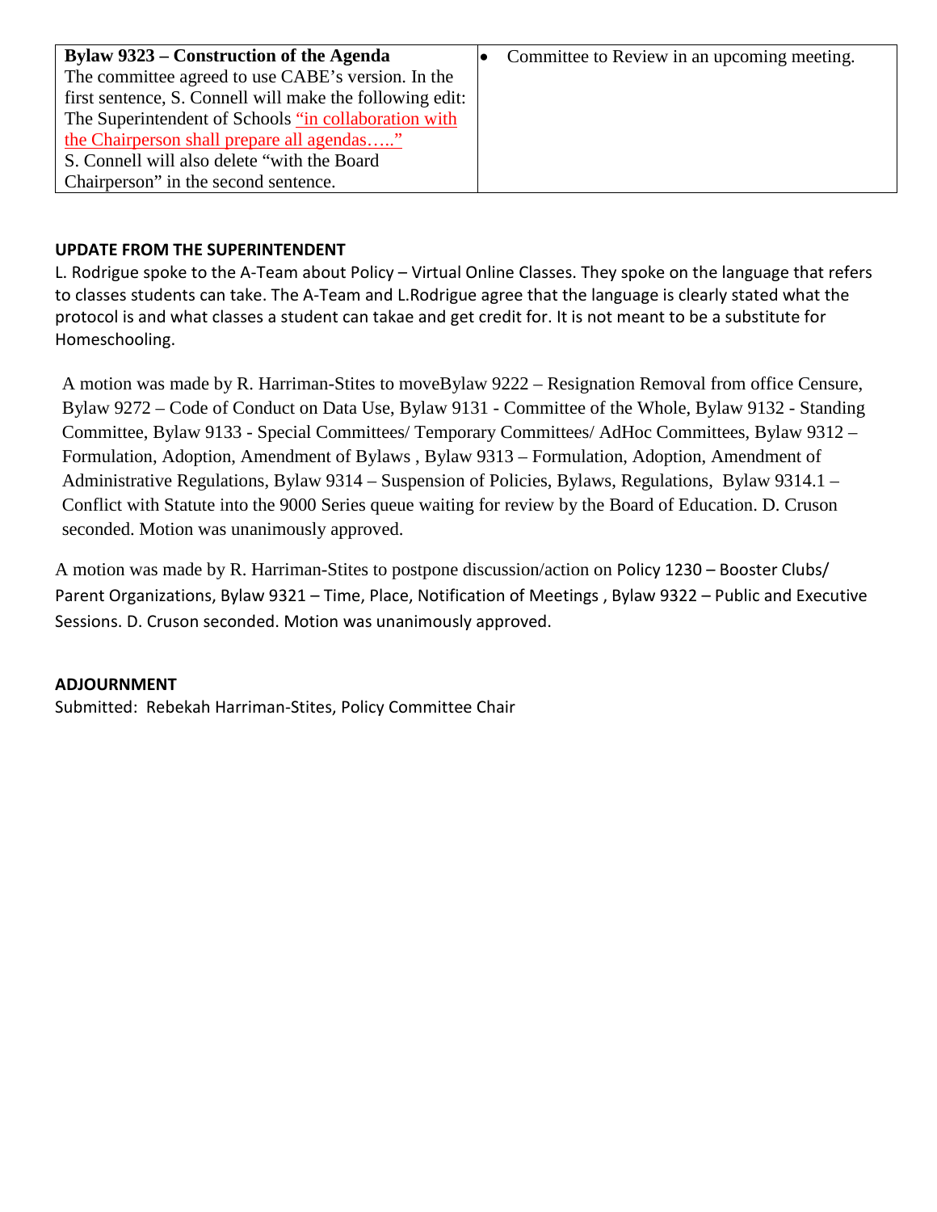| | |
|---|---|
| **Bylaw 9323 – Construction of the Agenda**<br>The committee agreed to use CABE's version. In the first sentence, S. Connell will make the following edit: The Superintendent of Schools "in collaboration with the Chairperson shall prepare all agendas….."<br>S. Connell will also delete "with the Board Chairperson" in the second sentence. | • Committee to Review in an upcoming meeting. |

**UPDATE FROM THE SUPERINTENDENT**

L. Rodrigue spoke to the A-Team about Policy – Virtual Online Classes. They spoke on the language that refers to classes students can take. The A-Team and L.Rodrigue agree that the language is clearly stated what the protocol is and what classes a student can takae and get credit for. It is not meant to be a substitute for Homeschooling.

A motion was made by R. Harriman-Stites to moveBylaw 9222 – Resignation Removal from office Censure, Bylaw 9272 – Code of Conduct on Data Use, Bylaw 9131 - Committee of the Whole, Bylaw 9132 - Standing Committee, Bylaw 9133 - Special Committees/ Temporary Committees/ AdHoc Committees, Bylaw 9312 – Formulation, Adoption, Amendment of Bylaws , Bylaw 9313 – Formulation, Adoption, Amendment of Administrative Regulations, Bylaw 9314 – Suspension of Policies, Bylaws, Regulations, Bylaw 9314.1 – Conflict with Statute into the 9000 Series queue waiting for review by the Board of Education. D. Cruson seconded. Motion was unanimously approved.

A motion was made by R. Harriman-Stites to postpone discussion/action on Policy 1230 – Booster Clubs/ Parent Organizations, Bylaw 9321 – Time, Place, Notification of Meetings , Bylaw 9322 – Public and Executive Sessions. D. Cruson seconded. Motion was unanimously approved.

**ADJOURNMENT**

Submitted: Rebekah Harriman-Stites, Policy Committee Chair